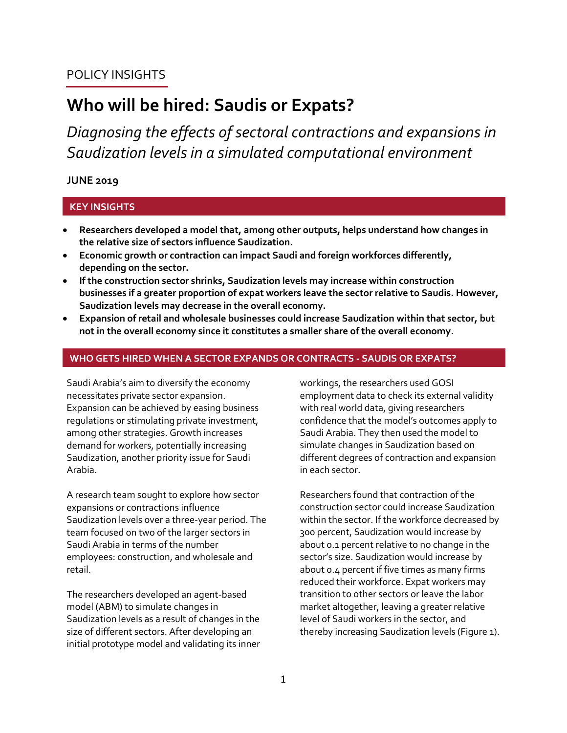POLICY INSIGHTS

# Who will be hired: Saudis or Expats?

*Diagnosing the effects of sectoral contractions and expansions in Saudization levels in a simulated computational environment*

**JUNE 2019**

## KEY INSIGHTS

- **Researchers developed a model that, among other outputs, helps understand how changes in the relative size of sectors influence Saudization.**
- **Economic growth or contraction can impact Saudi and foreign workforces differently, depending on the sector.**
- **If the construction sector shrinks, Saudization levels may increase within construction businesses if a greater proportion of expat workers leave the sector relative to Saudis. However, Saudization levels may decrease in the overall economy.**
- **Expansion of retail and wholesale businesses could increase Saudization within that sector, but not in the overall economy since it constitutes a smaller share of the overall economy.**

## WHO GETS HIRED WHEN A SECTOR EXPANDS OR CONTRACTS - SAUDIS OR EXPATS?

Saudi Arabia's aim to diversify the economy necessitates private sector expansion. Expansion can be achieved by easing business regulations or stimulating private investment, among other strategies. Growth increases demand for workers, potentially increasing Saudization, another priority issue for Saudi Arabia.

A research team sought to explore how sector expansions or contractions influence Saudization levels over a three-year period. The team focused on two of the larger sectors in Saudi Arabia in terms of the number employees: construction, and wholesale and retail.

The researchers developed an agent-based model (ABM) to simulate changes in Saudization levels as a result of changes in the size of different sectors. After developing an initial prototype model and validating its inner workings, the researchers used GOSI employment data to check its external validity with real world data, giving researchers confidence that the model's outcomes apply to Saudi Arabia. They then used the model to simulate changes in Saudization based on different degrees of contraction and expansion in each sector.

Researchers found that contraction of the construction sector could increase Saudization within the sector. If the workforce decreased by 300 percent, Saudization would increase by about 0.1 percent relative to no change in the sector's size. Saudization would increase by about 0.4 percent if five times as many firms reduced their workforce. Expat workers may transition to other sectors or leave the labor market altogether, leaving a greater relative level of Saudi workers in the sector, and thereby increasing Saudization levels (Figure 1).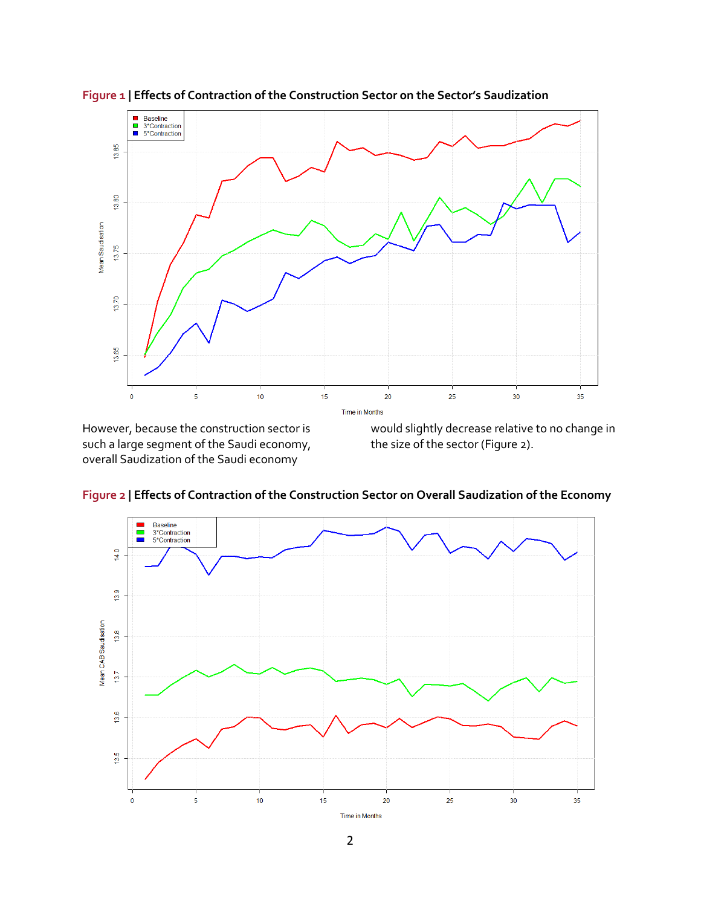**Figure 1 | Effects of Contraction of the Construction Sector on the Sector's Saudization**

However, because the construction sector is such a large segment of the Saudi economy, overall Saudization of the Saudi economy would slightly decrease relative to no change in the size of the sector (Figure 2).

**Figure 2 | Effects of Contraction of the Construction Sector on Overall Saudization of the Economy**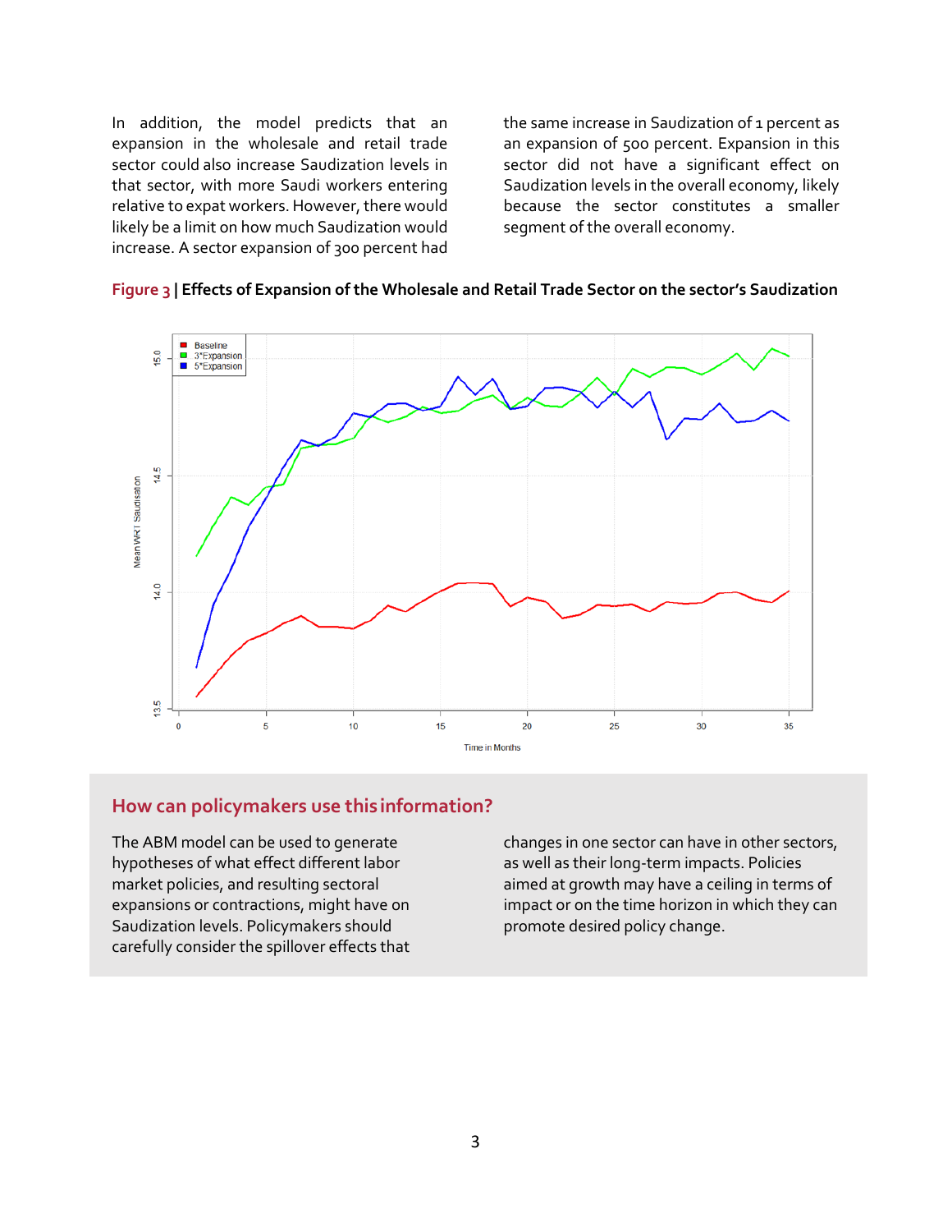In addition, the model predicts that an expansion in the wholesale and retail trade sector could also increase Saudization levels in that sector, with more Saudi workers entering relative to expat workers. However, there would likely be a limit on how much Saudization would increase. A sector expansion of 300 percent had the same increase in Saudization of 1 percent as an expansion of 500 percent. Expansion in this sector did not have a significant effect on Saudization levels in the overall economy, likely because the sector constitutes a smaller segment of the overall economy.

**Figure 3 | Effects of Expansion of the Wholesale and Retail Trade Sector on the sector's Saudization**

## How can policymakers use this information?

The ABM model can be used to generate hypotheses of what effect different labor market policies, and resulting sectoral expansions or contractions, might have on Saudization levels. Policymakers should carefully consider the spillover effects that changes in one sector can have in other sectors, as well as their long-term impacts. Policies aimed at growth may have a ceiling in terms of impact or on the time horizon in which they can promote desired policy change.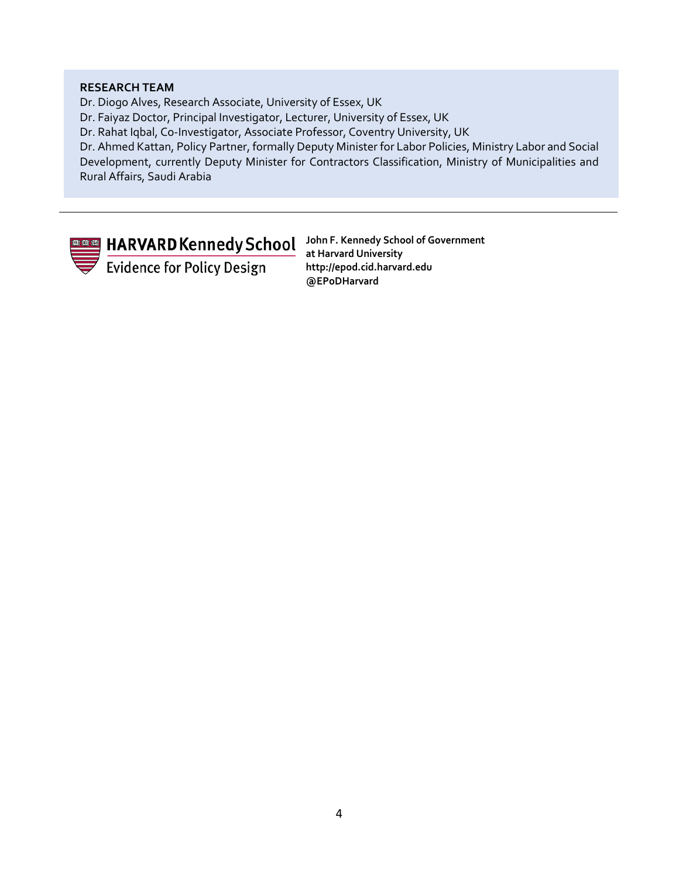**RESEARCH TEAM**

Dr. Diogo Alves, Research Associate, University of Essex, UK
Dr. Faiyaz Doctor, Principal Investigator, Lecturer, University of Essex, UK
Dr. Rahat Iqbal, Co-Investigator, Associate Professor, Coventry University, UK
Dr. Ahmed Kattan, Policy Partner, formally Deputy Minister for Labor Policies, Ministry Labor and Social Development, currently Deputy Minister for Contractors Classification, Ministry of Municipalities and Rural Affairs, Saudi Arabia

---

HARVARD Kennedy School
Evidence for Policy Design

**John F. Kennedy School of Government**
**at Harvard University**
**http://epod.cid.harvard.edu**
**@EPoDHarvard**